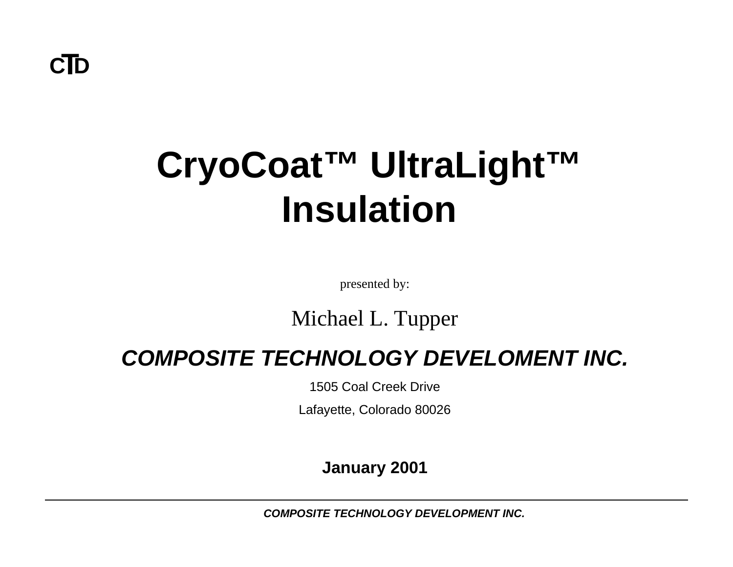CTD

# CryoCoat™ UltraLight™ Insulation

presented by:

Michael L. Tupper

***COMPOSITE TECHNOLOGY DEVELOMENT INC.***

1505 Coal Creek Drive

Lafayette, Colorado 80026

**January 2001**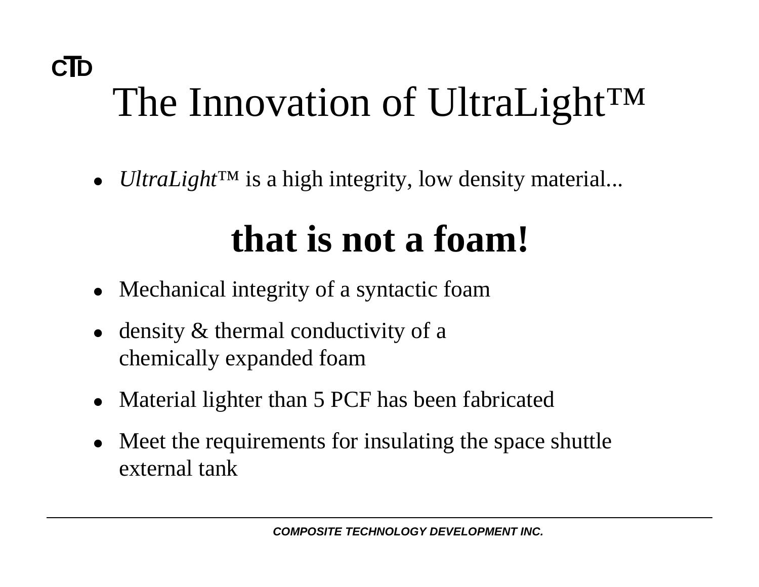# The Innovation of UltraLight™

- *UltraLight*™ is a high integrity, low density material...

## **that is not a foam!**

- Mechanical integrity of a syntactic foam
- density & thermal conductivity of a chemically expanded foam
- Material lighter than 5 PCF has been fabricated
- Meet the requirements for insulating the space shuttle external tank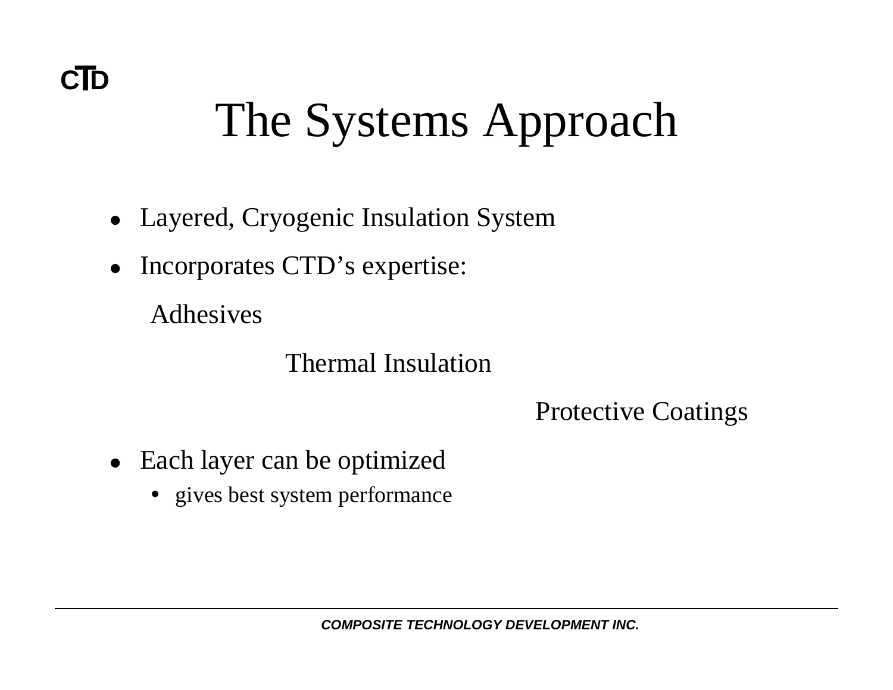# The Systems Approach

- Layered, Cryogenic Insulation System
- Incorporates CTD's expertise:

  Adhesives

  Thermal Insulation

  Protective Coatings

- Each layer can be optimized
  - gives best system performance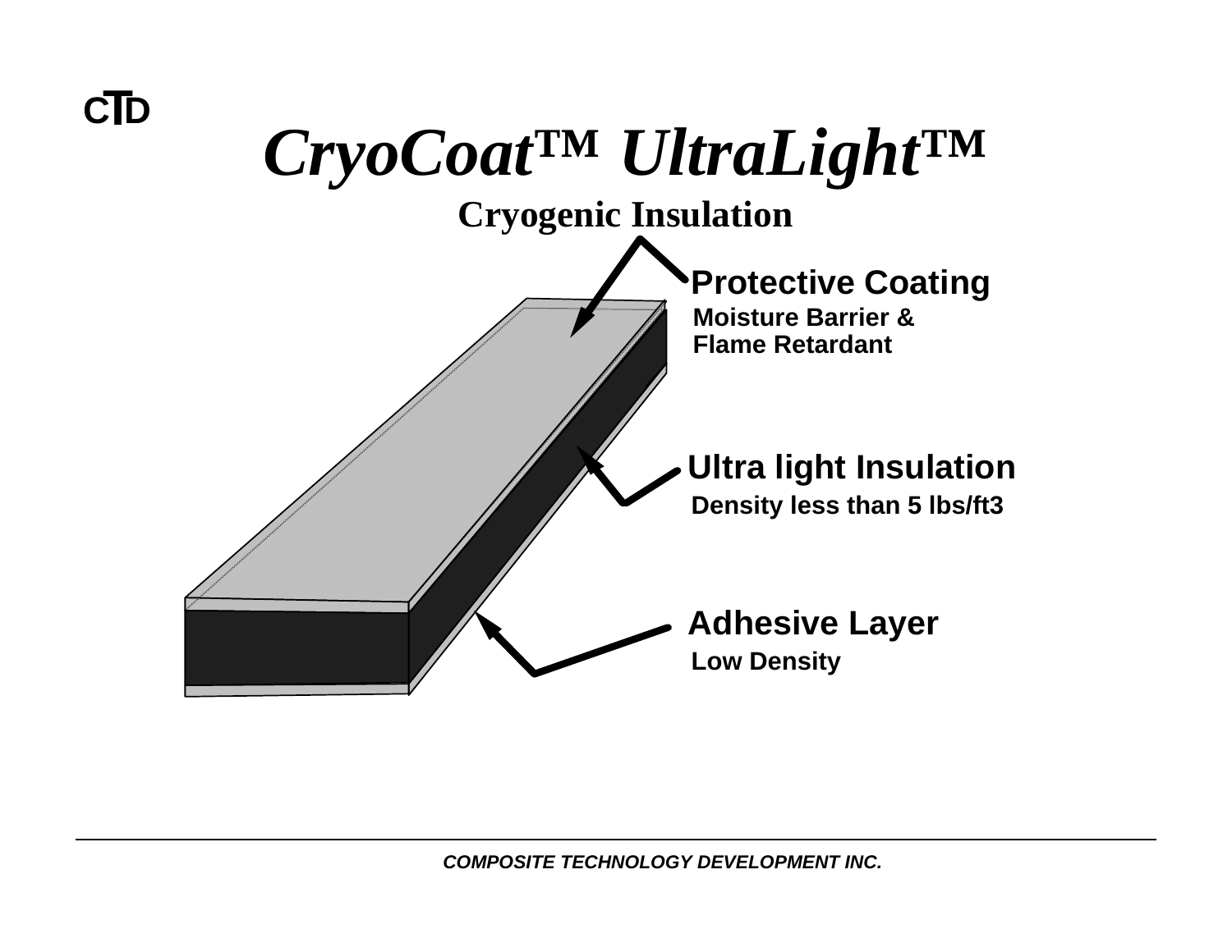CTD

# *CryoCoat™ UltraLight™*

## Cryogenic Insulation

**Protective Coating**
**Moisture Barrier & Flame Retardant**

**Ultra light Insulation**
**Density less than 5 lbs/ft3**

**Adhesive Layer**
**Low Density**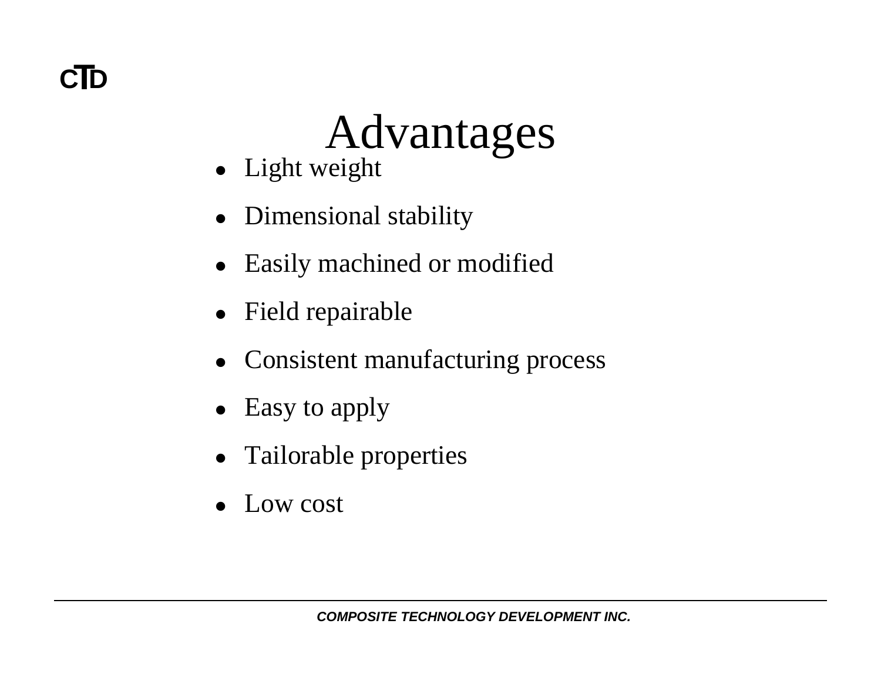# Advantages

- Light weight
- Dimensional stability
- Easily machined or modified
- Field repairable
- Consistent manufacturing process
- Easy to apply
- Tailorable properties
- Low cost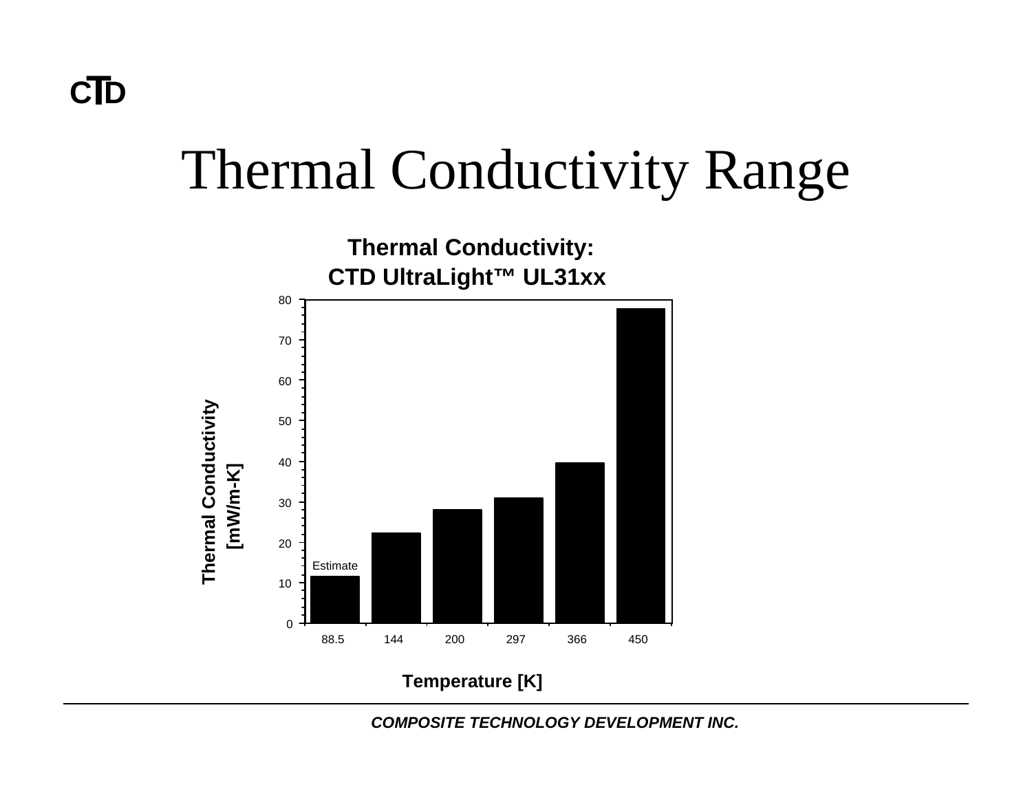# Thermal Conductivity Range

**Thermal Conductivity: CTD UltraLight™ UL31xx**

| Temperature [K] | Thermal Conductivity [mW/m-K] |
|---|---|
| 88.5 (Estimate) | ~11.5 |
| 144 | ~22.3 |
| 200 | ~28.1 |
| 297 | ~31.0 |
| 366 | ~39.6 |
| 450 | ~77.7 |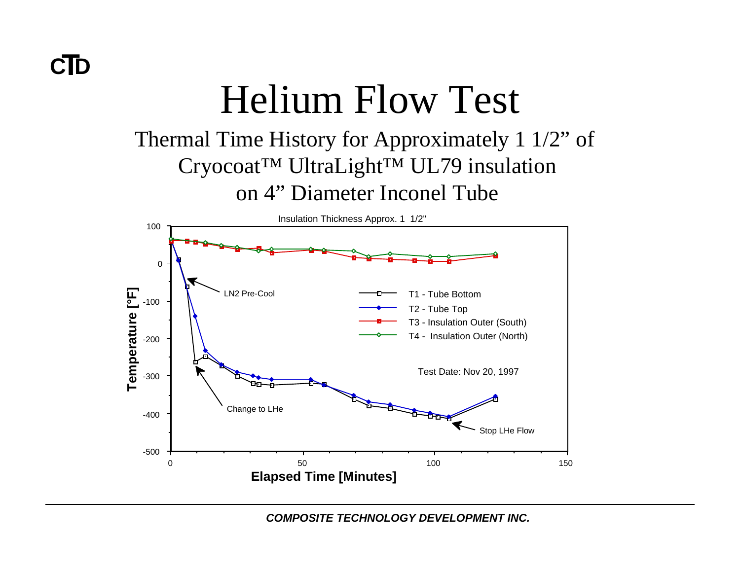# Helium Flow Test

## Thermal Time History for Approximately 1 1/2" of Cryocoat™ UltraLight™ UL79 insulation on 4" Diameter Inconel Tube

Insulation Thickness Approx. 1 1/2"

LN2 Pre-Cool

Change to LHe

Stop LHe Flow

- T1 - Tube Bottom
- T2 - Tube Top
- T3 - Insulation Outer (South)
- T4 - Insulation Outer (North)

Test Date: Nov 20, 1997

Temperature [°F]

Elapsed Time [Minutes]

***COMPOSITE TECHNOLOGY DEVELOPMENT INC.***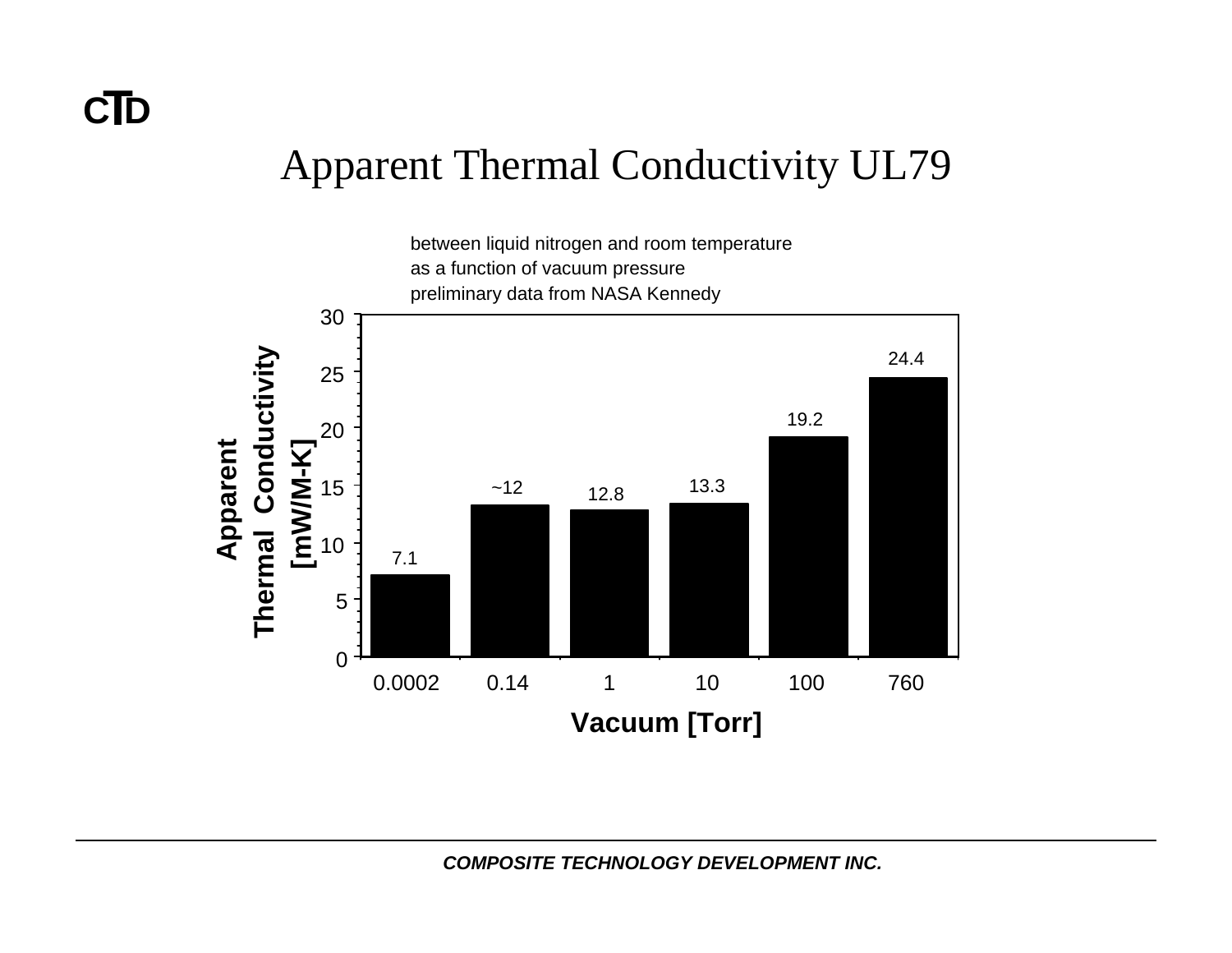# Apparent Thermal Conductivity UL79

between liquid nitrogen and room temperature
as a function of vacuum pressure
preliminary data from NASA Kennedy

| Vacuum [Torr] | Apparent Thermal Conductivity [mW/M-K] |
|---|---|
| 0.0002 | 7.1 |
| 0.14 | ~12 |
| 1 | 12.8 |
| 10 | 13.3 |
| 100 | 19.2 |
| 760 | 24.4 |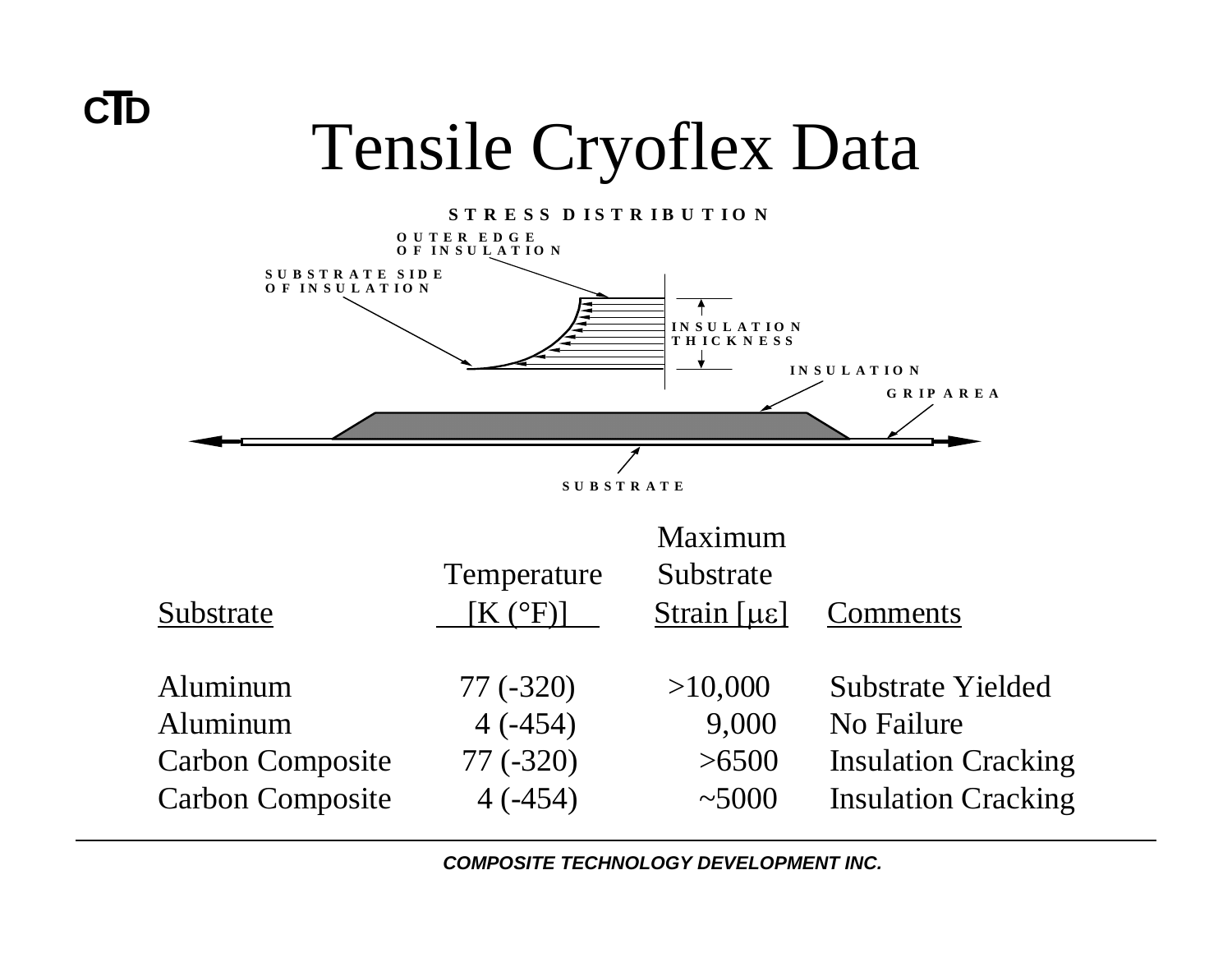# Tensile Cryoflex Data

| Substrate | Temperature [K (°F)] | Maximum Substrate Strain [$\mu\varepsilon$] | Comments |
|---|---|---|---|
| Aluminum | 77 (-320) | >10,000 | Substrate Yielded |
| Aluminum | 4 (-454) | 9,000 | No Failure |
| Carbon Composite | 77 (-320) | >6500 | Insulation Cracking |
| Carbon Composite | 4 (-454) | ~5000 | Insulation Cracking |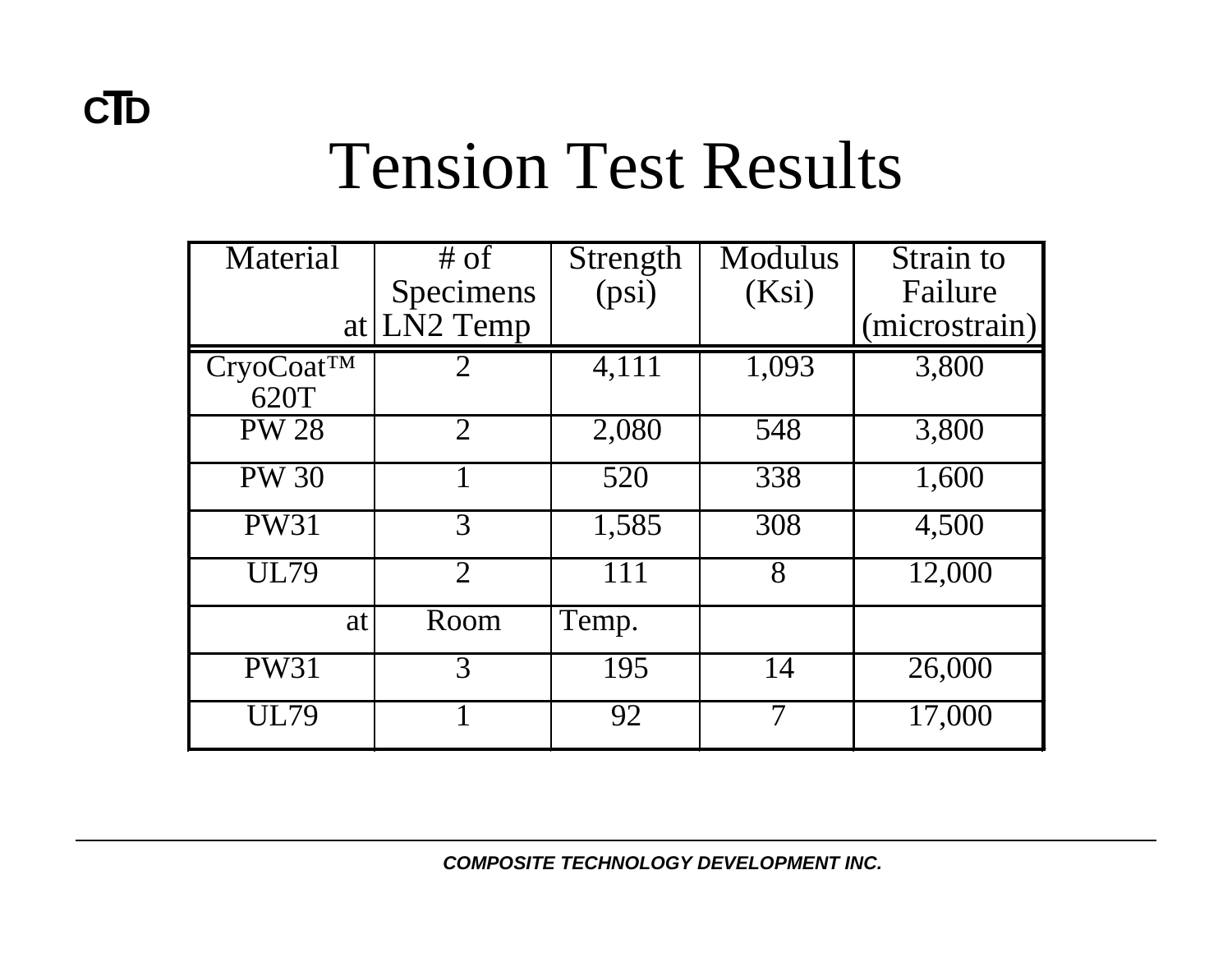# Tension Test Results

| Material | # of Specimens | Strength (psi) | Modulus (Ksi) | Strain to Failure (microstrain) |
|---|---|---|---|---|
| at | LN2 Temp | | | |
| CryoCoat™ 620T | 2 | 4,111 | 1,093 | 3,800 |
| PW 28 | 2 | 2,080 | 548 | 3,800 |
| PW 30 | 1 | 520 | 338 | 1,600 |
| PW31 | 3 | 1,585 | 308 | 4,500 |
| UL79 | 2 | 111 | 8 | 12,000 |
| at | Room | Temp. | | |
| PW31 | 3 | 195 | 14 | 26,000 |
| UL79 | 1 | 92 | 7 | 17,000 |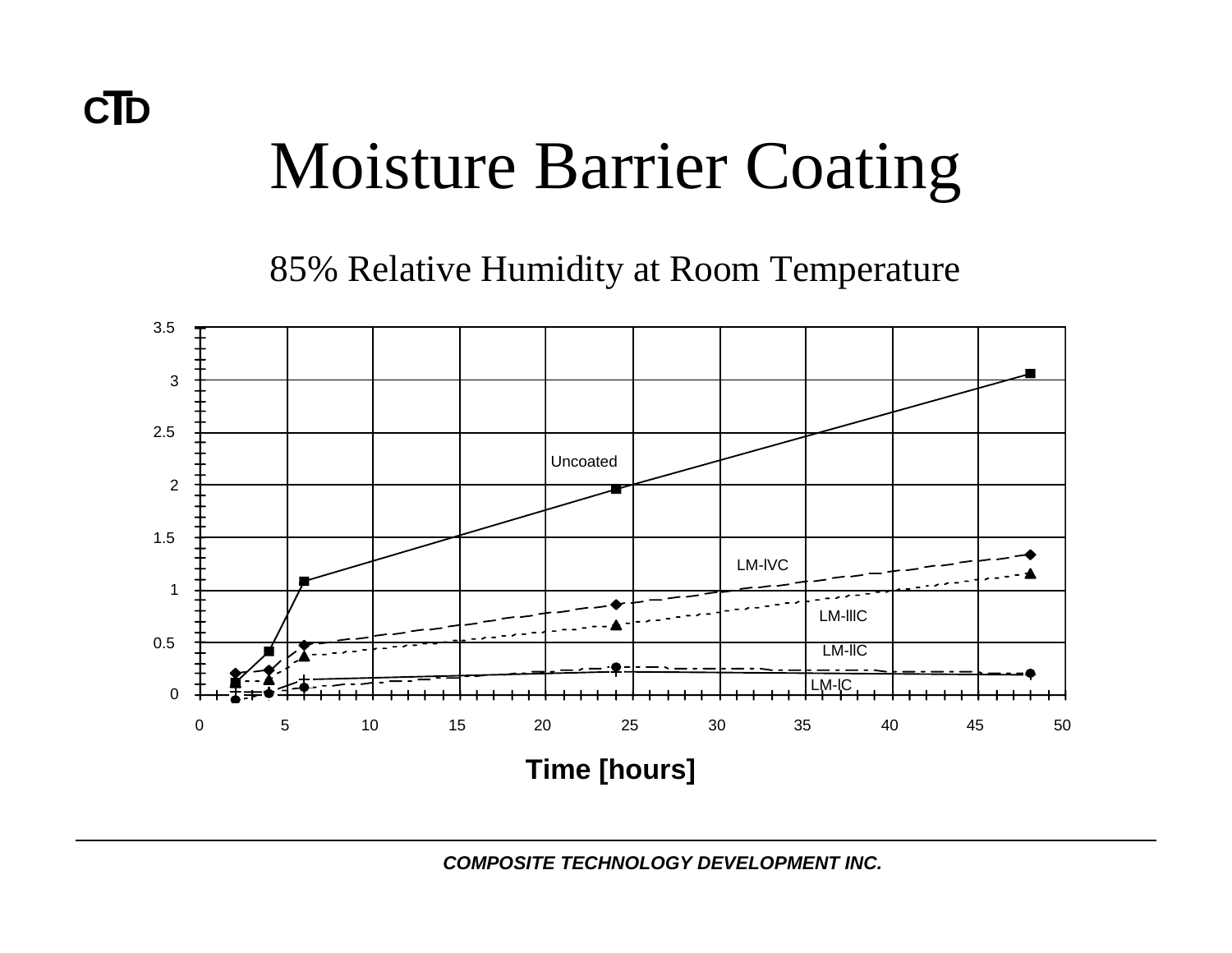CTD

# Moisture Barrier Coating

## 85% Relative Humidity at Room Temperature

3.5
3
2.5
2
1.5
1
0.5
0

0 5 10 15 20 25 30 35 40 45 50

Uncoated
LM-IVC
LM-IIIC
LM-IIC
LM-IC

**Time [hours]**

***COMPOSITE TECHNOLOGY DEVELOPMENT INC.***